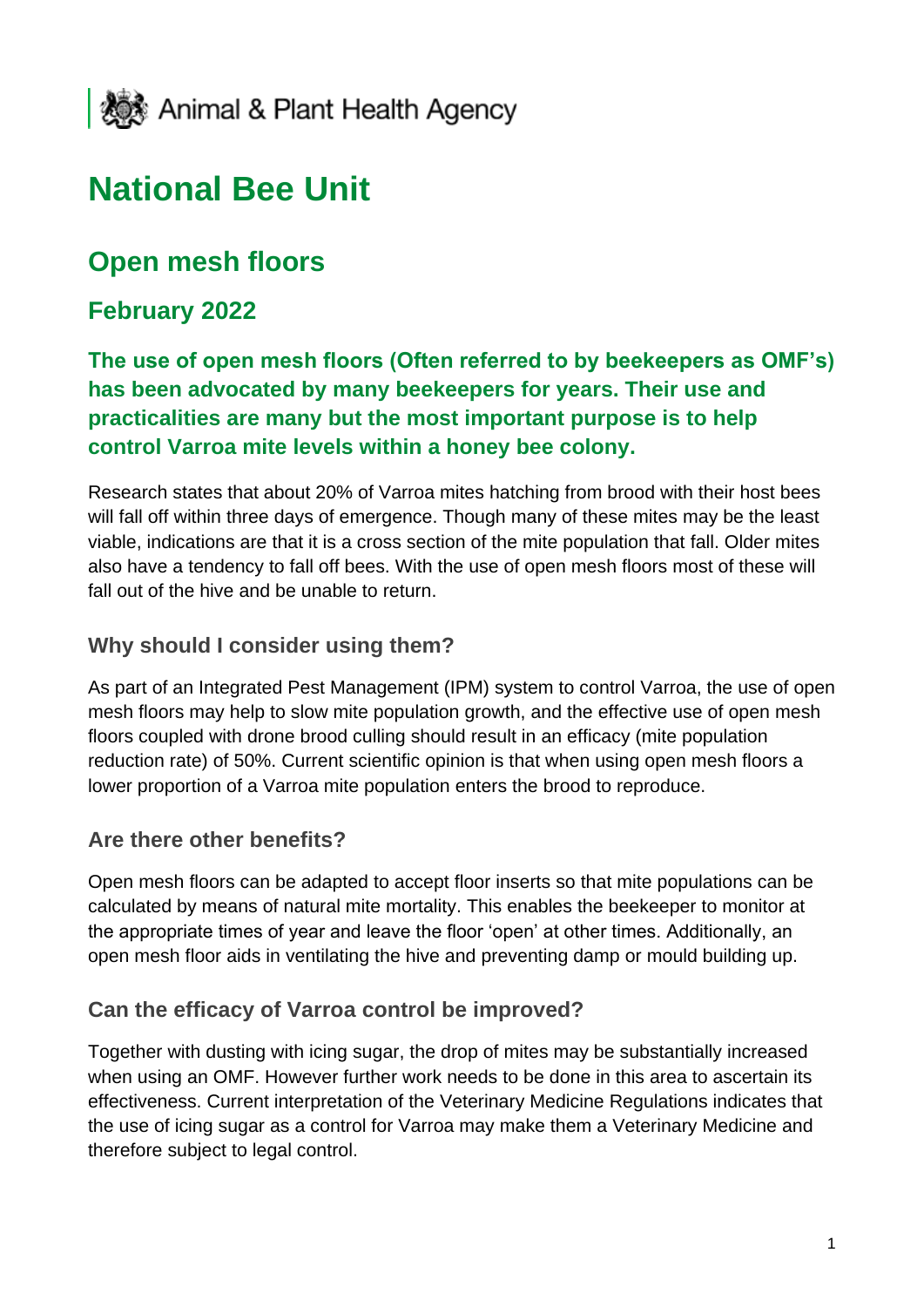Animal & Plant Health Agency

# National Bee Unit

## Open mesh floors

### February 2022

**The use of open mesh floors (Often referred to by beekeepers as OMF's) has been advocated by many beekeepers for years. Their use and practicalities are many but the most important purpose is to help control Varroa mite levels within a honey bee colony.**

Research states that about 20% of Varroa mites hatching from brood with their host bees will fall off within three days of emergence. Though many of these mites may be the least viable, indications are that it is a cross section of the mite population that fall. Older mites also have a tendency to fall off bees. With the use of open mesh floors most of these will fall out of the hive and be unable to return.

#### Why should I consider using them?

As part of an Integrated Pest Management (IPM) system to control Varroa, the use of open mesh floors may help to slow mite population growth, and the effective use of open mesh floors coupled with drone brood culling should result in an efficacy (mite population reduction rate) of 50%. Current scientific opinion is that when using open mesh floors a lower proportion of a Varroa mite population enters the brood to reproduce.

#### Are there other benefits?

Open mesh floors can be adapted to accept floor inserts so that mite populations can be calculated by means of natural mite mortality. This enables the beekeeper to monitor at the appropriate times of year and leave the floor 'open' at other times. Additionally, an open mesh floor aids in ventilating the hive and preventing damp or mould building up.

#### Can the efficacy of Varroa control be improved?

Together with dusting with icing sugar, the drop of mites may be substantially increased when using an OMF. However further work needs to be done in this area to ascertain its effectiveness. Current interpretation of the Veterinary Medicine Regulations indicates that the use of icing sugar as a control for Varroa may make them a Veterinary Medicine and therefore subject to legal control.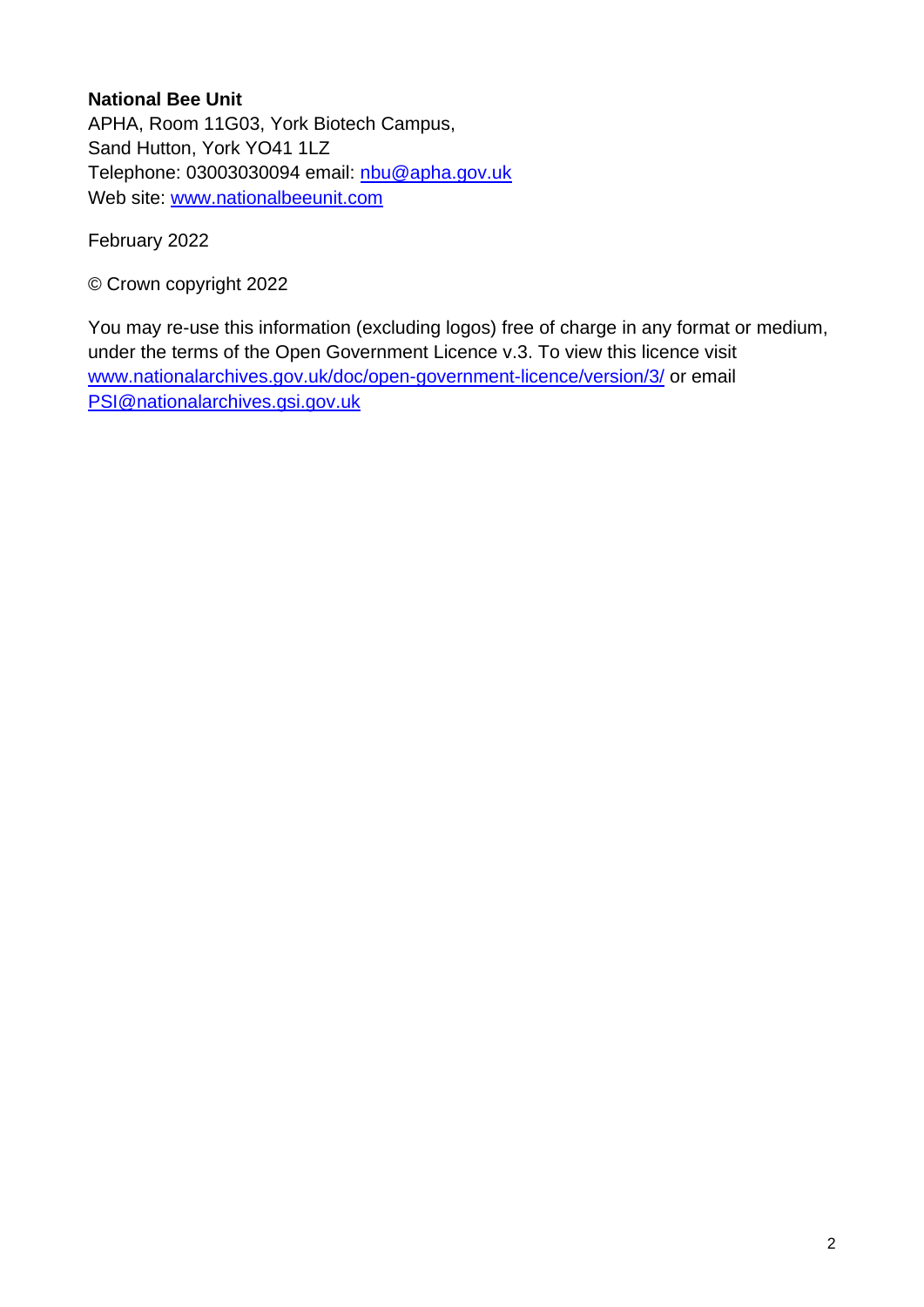**National Bee Unit**
APHA, Room 11G03, York Biotech Campus,
Sand Hutton, York YO41 1LZ
Telephone: 03003030094 email: nbu@apha.gov.uk
Web site: www.nationalbeeunit.com

February 2022

© Crown copyright 2022

You may re-use this information (excluding logos) free of charge in any format or medium, under the terms of the Open Government Licence v.3. To view this licence visit www.nationalarchives.gov.uk/doc/open-government-licence/version/3/ or email PSI@nationalarchives.gsi.gov.uk